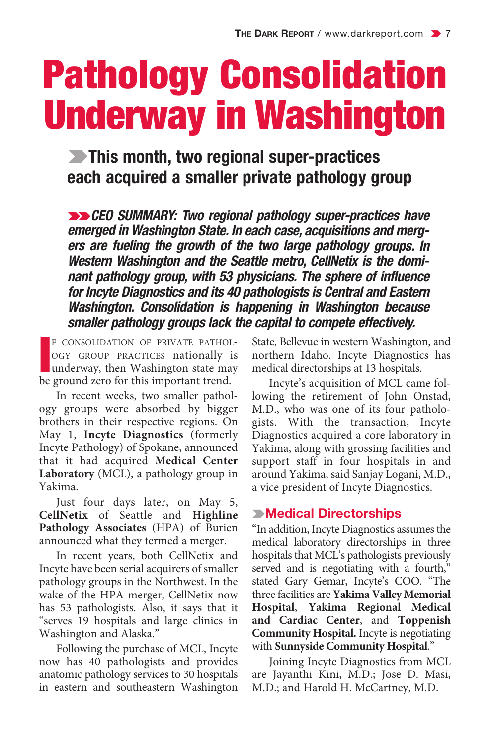# Pathology Consolidation Underway in Washington

## This month, two regional super-practices each acquired a smaller private pathology group

***CEO SUMMARY: Two regional pathology super-practices have emerged in Washington State. In each case, acquisitions and mergers are fueling the growth of the two large pathology groups. In Western Washington and the Seattle metro, CellNetix is the dominant pathology group, with 53 physicians. The sphere of influence for Incyte Diagnostics and its 40 pathologists is Central and Eastern Washington. Consolidation is happening in Washington because smaller pathology groups lack the capital to compete effectively.***

IF CONSOLIDATION OF PRIVATE PATHOLOGY GROUP PRACTICES nationally is underway, then Washington state may be ground zero for this important trend.

In recent weeks, two smaller pathology groups were absorbed by bigger brothers in their respective regions. On May 1, **Incyte Diagnostics** (formerly Incyte Pathology) of Spokane, announced that it had acquired **Medical Center Laboratory** (MCL), a pathology group in Yakima.

Just four days later, on May 5, **CellNetix** of Seattle and **Highline Pathology Associates** (HPA) of Burien announced what they termed a merger.

In recent years, both CellNetix and Incyte have been serial acquirers of smaller pathology groups in the Northwest. In the wake of the HPA merger, CellNetix now has 53 pathologists. Also, it says that it "serves 19 hospitals and large clinics in Washington and Alaska."

Following the purchase of MCL, Incyte now has 40 pathologists and provides anatomic pathology services to 30 hospitals in eastern and southeastern Washington State, Bellevue in western Washington, and northern Idaho. Incyte Diagnostics has medical directorships at 13 hospitals.

Incyte's acquisition of MCL came following the retirement of John Onstad, M.D., who was one of its four pathologists. With the transaction, Incyte Diagnostics acquired a core laboratory in Yakima, along with grossing facilities and support staff in four hospitals in and around Yakima, said Sanjay Logani, M.D., a vice president of Incyte Diagnostics.

### Medical Directorships

"In addition, Incyte Diagnostics assumes the medical laboratory directorships in three hospitals that MCL's pathologists previously served and is negotiating with a fourth," stated Gary Gemar, Incyte's COO. "The three facilities are **Yakima Valley Memorial Hospital**, **Yakima Regional Medical and Cardiac Center**, and **Toppenish Community Hospital.** Incyte is negotiating with **Sunnyside Community Hospital**."

Joining Incyte Diagnostics from MCL are Jayanthi Kini, M.D.; Jose D. Masi, M.D.; and Harold H. McCartney, M.D.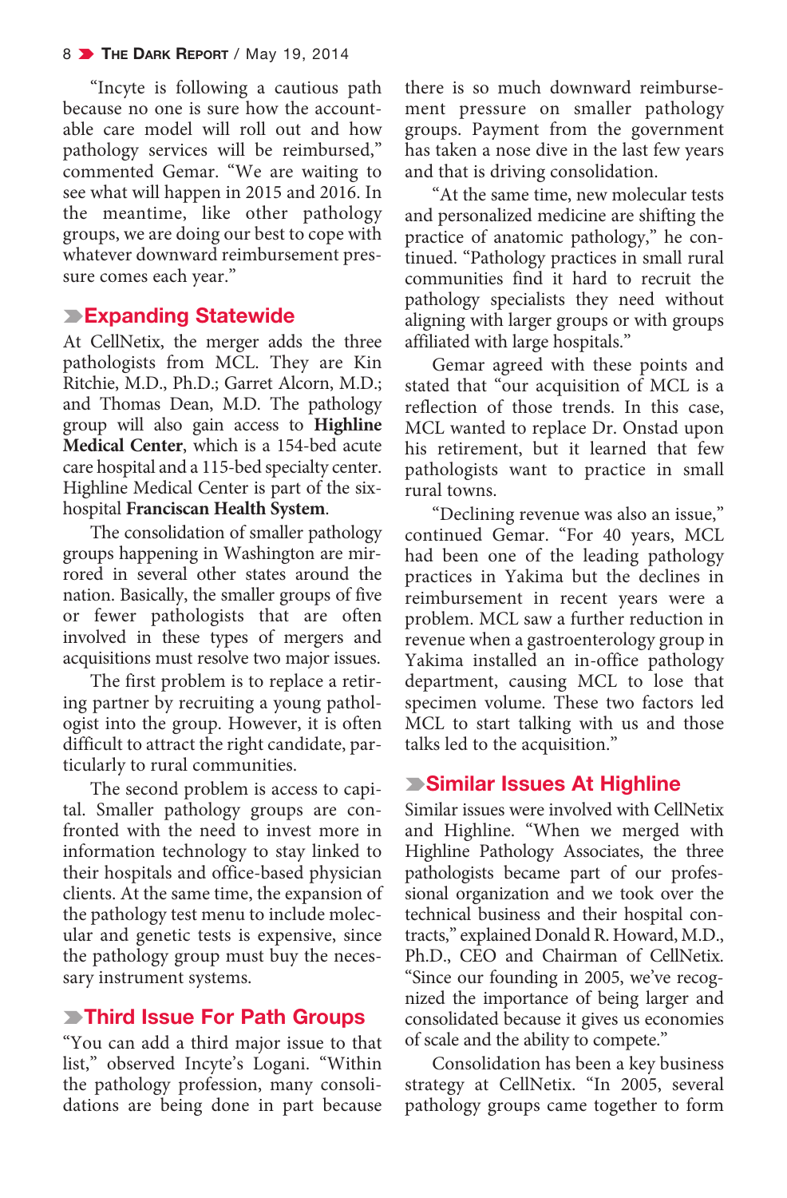"Incyte is following a cautious path because no one is sure how the accountable care model will roll out and how pathology services will be reimbursed," commented Gemar. "We are waiting to see what will happen in 2015 and 2016. In the meantime, like other pathology groups, we are doing our best to cope with whatever downward reimbursement pressure comes each year."

## Expanding Statewide

At CellNetix, the merger adds the three pathologists from MCL. They are Kin Ritchie, M.D., Ph.D.; Garret Alcorn, M.D.; and Thomas Dean, M.D. The pathology group will also gain access to **Highline Medical Center**, which is a 154-bed acute care hospital and a 115-bed specialty center. Highline Medical Center is part of the six-hospital **Franciscan Health System**.

The consolidation of smaller pathology groups happening in Washington are mirrored in several other states around the nation. Basically, the smaller groups of five or fewer pathologists that are often involved in these types of mergers and acquisitions must resolve two major issues.

The first problem is to replace a retiring partner by recruiting a young pathologist into the group. However, it is often difficult to attract the right candidate, particularly to rural communities.

The second problem is access to capital. Smaller pathology groups are confronted with the need to invest more in information technology to stay linked to their hospitals and office-based physician clients. At the same time, the expansion of the pathology test menu to include molecular and genetic tests is expensive, since the pathology group must buy the necessary instrument systems.

## Third Issue For Path Groups

"You can add a third major issue to that list," observed Incyte's Logani. "Within the pathology profession, many consolidations are being done in part because there is so much downward reimbursement pressure on smaller pathology groups. Payment from the government has taken a nose dive in the last few years and that is driving consolidation.

"At the same time, new molecular tests and personalized medicine are shifting the practice of anatomic pathology," he continued. "Pathology practices in small rural communities find it hard to recruit the pathology specialists they need without aligning with larger groups or with groups affiliated with large hospitals."

Gemar agreed with these points and stated that "our acquisition of MCL is a reflection of those trends. In this case, MCL wanted to replace Dr. Onstad upon his retirement, but it learned that few pathologists want to practice in small rural towns.

"Declining revenue was also an issue," continued Gemar. "For 40 years, MCL had been one of the leading pathology practices in Yakima but the declines in reimbursement in recent years were a problem. MCL saw a further reduction in revenue when a gastroenterology group in Yakima installed an in-office pathology department, causing MCL to lose that specimen volume. These two factors led MCL to start talking with us and those talks led to the acquisition."

## Similar Issues At Highline

Similar issues were involved with CellNetix and Highline. "When we merged with Highline Pathology Associates, the three pathologists became part of our professional organization and we took over the technical business and their hospital contracts," explained Donald R. Howard, M.D., Ph.D., CEO and Chairman of CellNetix. "Since our founding in 2005, we've recognized the importance of being larger and consolidated because it gives us economies of scale and the ability to compete."

Consolidation has been a key business strategy at CellNetix. "In 2005, several pathology groups came together to form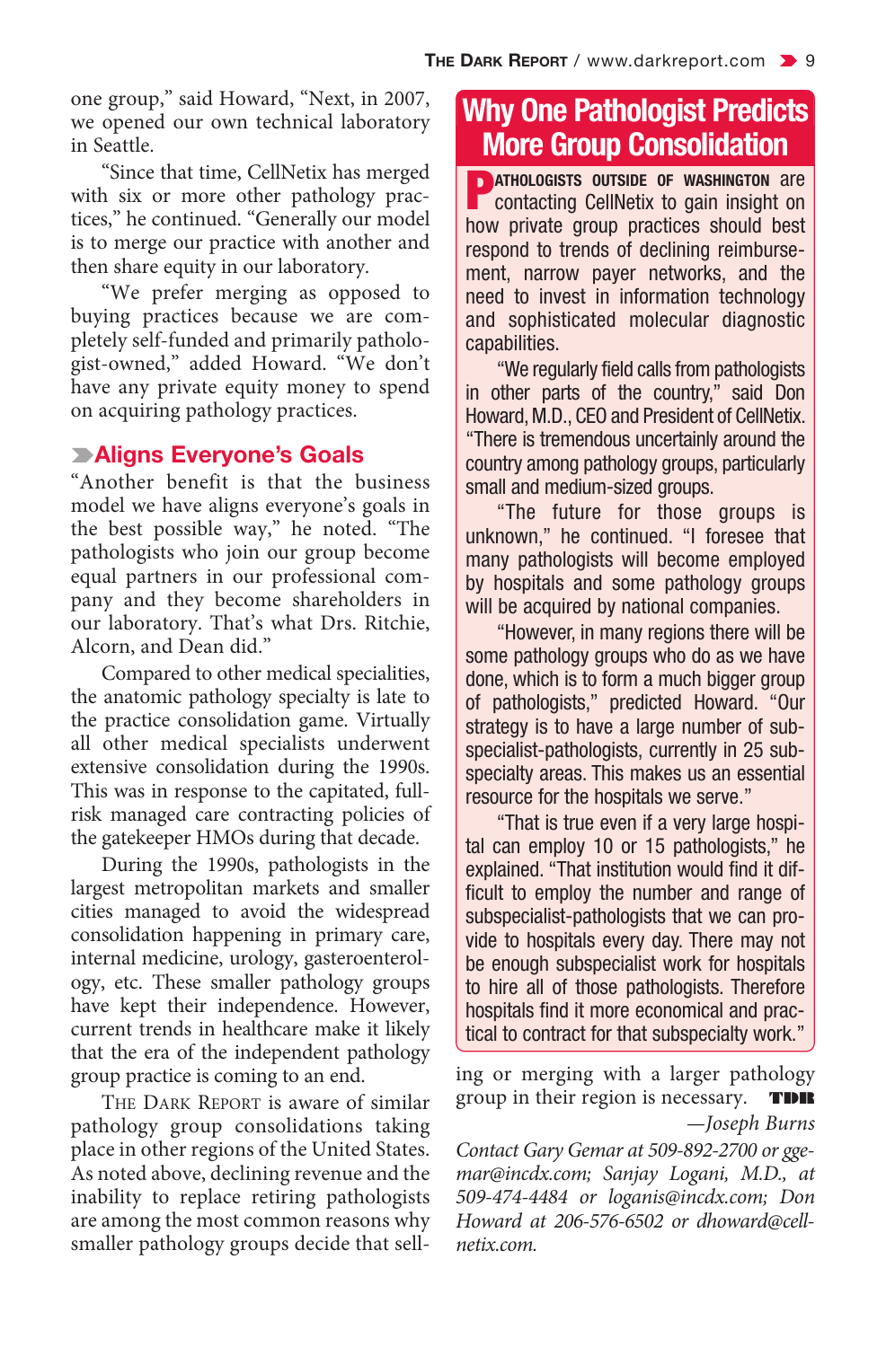one group," said Howard, "Next, in 2007, we opened our own technical laboratory in Seattle.

"Since that time, CellNetix has merged with six or more other pathology practices," he continued. "Generally our model is to merge our practice with another and then share equity in our laboratory.

"We prefer merging as opposed to buying practices because we are completely self-funded and primarily pathologist-owned," added Howard. "We don't have any private equity money to spend on acquiring pathology practices.

## Aligns Everyone's Goals

"Another benefit is that the business model we have aligns everyone's goals in the best possible way," he noted. "The pathologists who join our group become equal partners in our professional company and they become shareholders in our laboratory. That's what Drs. Ritchie, Alcorn, and Dean did."

Compared to other medical specialities, the anatomic pathology specialty is late to the practice consolidation game. Virtually all other medical specialists underwent extensive consolidation during the 1990s. This was in response to the capitated, full-risk managed care contracting policies of the gatekeeper HMOs during that decade.

During the 1990s, pathologists in the largest metropolitan markets and smaller cities managed to avoid the widespread consolidation happening in primary care, internal medicine, urology, gasteroenterology, etc. These smaller pathology groups have kept their independence. However, current trends in healthcare make it likely that the era of the independent pathology group practice is coming to an end.

THE DARK REPORT is aware of similar pathology group consolidations taking place in other regions of the United States. As noted above, declining revenue and the inability to replace retiring pathologists are among the most common reasons why smaller pathology groups decide that selling or merging with a larger pathology group in their region is necessary. TDR

*—Joseph Burns*

*Contact Gary Gemar at 509-892-2700 or ggemar@incdx.com; Sanjay Logani, M.D., at 509-474-4484 or loganis@incdx.com; Don Howard at 206-576-6502 or dhoward@cellnetix.com.*

## Why One Pathologist Predicts More Group Consolidation

**PATHOLOGISTS OUTSIDE OF WASHINGTON** are contacting CellNetix to gain insight on how private group practices should best respond to trends of declining reimbursement, narrow payer networks, and the need to invest in information technology and sophisticated molecular diagnostic capabilities.

"We regularly field calls from pathologists in other parts of the country," said Don Howard, M.D., CEO and President of CellNetix. "There is tremendous uncertainly around the country among pathology groups, particularly small and medium-sized groups.

"The future for those groups is unknown," he continued. "I foresee that many pathologists will become employed by hospitals and some pathology groups will be acquired by national companies.

"However, in many regions there will be some pathology groups who do as we have done, which is to form a much bigger group of pathologists," predicted Howard. "Our strategy is to have a large number of subspecialist-pathologists, currently in 25 subspecialty areas. This makes us an essential resource for the hospitals we serve."

"That is true even if a very large hospital can employ 10 or 15 pathologists," he explained. "That institution would find it difficult to employ the number and range of subspecialist-pathologists that we can provide to hospitals every day. There may not be enough subspecialist work for hospitals to hire all of those pathologists. Therefore hospitals find it more economical and practical to contract for that subspecialty work."